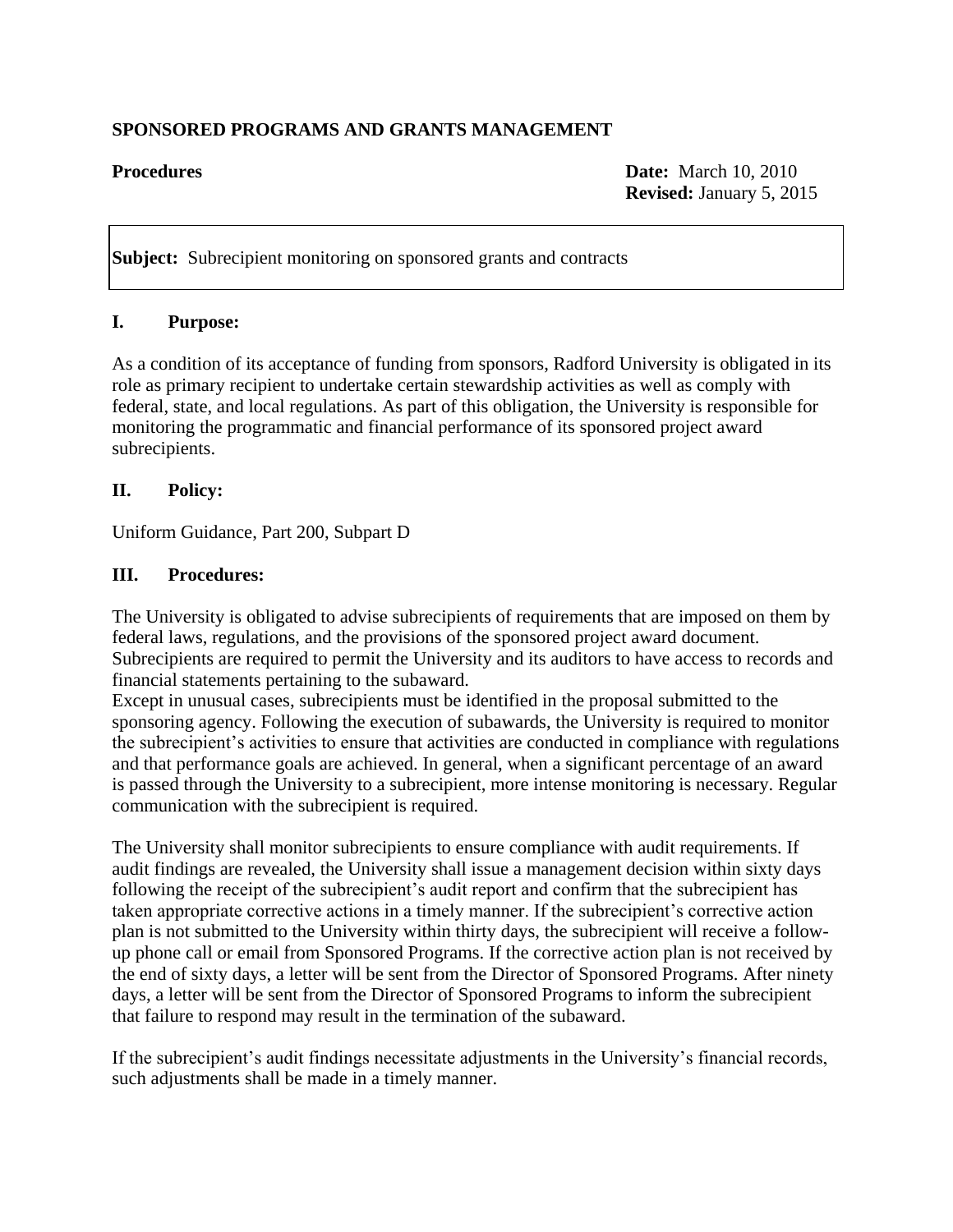# SPONSORED PROGRAMS AND GRANTS MANAGEMENT

**Procedures**

**Date:** March 10, 2010
**Revised:** January 5, 2015

**Subject:** Subrecipient monitoring on sponsored grants and contracts

## I. Purpose:

As a condition of its acceptance of funding from sponsors, Radford University is obligated in its role as primary recipient to undertake certain stewardship activities as well as comply with federal, state, and local regulations. As part of this obligation, the University is responsible for monitoring the programmatic and financial performance of its sponsored project award subrecipients.

## II. Policy:

Uniform Guidance, Part 200, Subpart D

## III. Procedures:

The University is obligated to advise subrecipients of requirements that are imposed on them by federal laws, regulations, and the provisions of the sponsored project award document. Subrecipients are required to permit the University and its auditors to have access to records and financial statements pertaining to the subaward.
Except in unusual cases, subrecipients must be identified in the proposal submitted to the sponsoring agency. Following the execution of subawards, the University is required to monitor the subrecipient's activities to ensure that activities are conducted in compliance with regulations and that performance goals are achieved. In general, when a significant percentage of an award is passed through the University to a subrecipient, more intense monitoring is necessary. Regular communication with the subrecipient is required.

The University shall monitor subrecipients to ensure compliance with audit requirements. If audit findings are revealed, the University shall issue a management decision within sixty days following the receipt of the subrecipient's audit report and confirm that the subrecipient has taken appropriate corrective actions in a timely manner. If the subrecipient's corrective action plan is not submitted to the University within thirty days, the subrecipient will receive a follow-up phone call or email from Sponsored Programs. If the corrective action plan is not received by the end of sixty days, a letter will be sent from the Director of Sponsored Programs. After ninety days, a letter will be sent from the Director of Sponsored Programs to inform the subrecipient that failure to respond may result in the termination of the subaward.

If the subrecipient's audit findings necessitate adjustments in the University's financial records, such adjustments shall be made in a timely manner.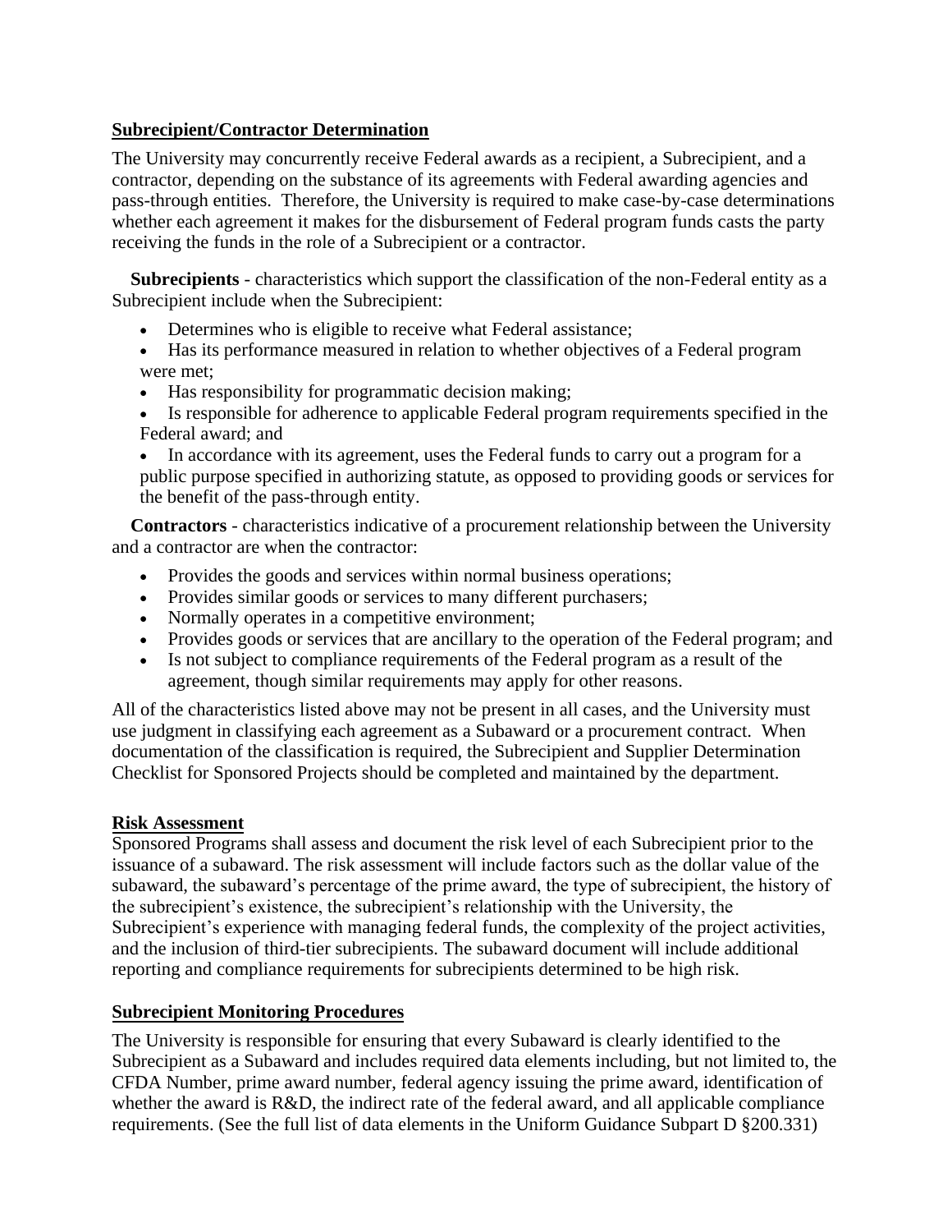## Subrecipient/Contractor Determination

The University may concurrently receive Federal awards as a recipient, a Subrecipient, and a contractor, depending on the substance of its agreements with Federal awarding agencies and pass-through entities. Therefore, the University is required to make case-by-case determinations whether each agreement it makes for the disbursement of Federal program funds casts the party receiving the funds in the role of a Subrecipient or a contractor.

**Subrecipients** - characteristics which support the classification of the non-Federal entity as a Subrecipient include when the Subrecipient:

- Determines who is eligible to receive what Federal assistance;
- Has its performance measured in relation to whether objectives of a Federal program were met;
- Has responsibility for programmatic decision making;
- Is responsible for adherence to applicable Federal program requirements specified in the Federal award; and
- In accordance with its agreement, uses the Federal funds to carry out a program for a public purpose specified in authorizing statute, as opposed to providing goods or services for the benefit of the pass-through entity.

**Contractors** - characteristics indicative of a procurement relationship between the University and a contractor are when the contractor:

- Provides the goods and services within normal business operations;
- Provides similar goods or services to many different purchasers;
- Normally operates in a competitive environment;
- Provides goods or services that are ancillary to the operation of the Federal program; and
- Is not subject to compliance requirements of the Federal program as a result of the agreement, though similar requirements may apply for other reasons.

All of the characteristics listed above may not be present in all cases, and the University must use judgment in classifying each agreement as a Subaward or a procurement contract. When documentation of the classification is required, the Subrecipient and Supplier Determination Checklist for Sponsored Projects should be completed and maintained by the department.

## Risk Assessment

Sponsored Programs shall assess and document the risk level of each Subrecipient prior to the issuance of a subaward. The risk assessment will include factors such as the dollar value of the subaward, the subaward's percentage of the prime award, the type of subrecipient, the history of the subrecipient's existence, the subrecipient's relationship with the University, the Subrecipient's experience with managing federal funds, the complexity of the project activities, and the inclusion of third-tier subrecipients. The subaward document will include additional reporting and compliance requirements for subrecipients determined to be high risk.

## Subrecipient Monitoring Procedures

The University is responsible for ensuring that every Subaward is clearly identified to the Subrecipient as a Subaward and includes required data elements including, but not limited to, the CFDA Number, prime award number, federal agency issuing the prime award, identification of whether the award is R&D, the indirect rate of the federal award, and all applicable compliance requirements. (See the full list of data elements in the Uniform Guidance Subpart D §200.331)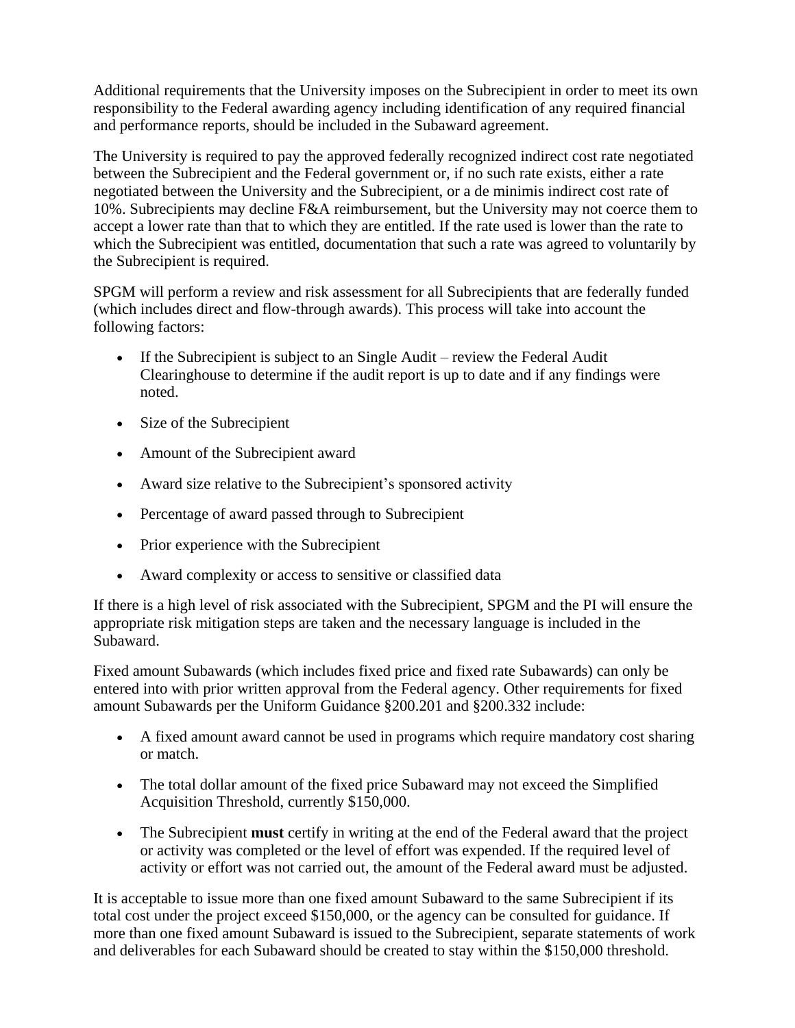Additional requirements that the University imposes on the Subrecipient in order to meet its own responsibility to the Federal awarding agency including identification of any required financial and performance reports, should be included in the Subaward agreement.

The University is required to pay the approved federally recognized indirect cost rate negotiated between the Subrecipient and the Federal government or, if no such rate exists, either a rate negotiated between the University and the Subrecipient, or a de minimis indirect cost rate of 10%. Subrecipients may decline F&A reimbursement, but the University may not coerce them to accept a lower rate than that to which they are entitled. If the rate used is lower than the rate to which the Subrecipient was entitled, documentation that such a rate was agreed to voluntarily by the Subrecipient is required.

SPGM will perform a review and risk assessment for all Subrecipients that are federally funded (which includes direct and flow-through awards). This process will take into account the following factors:

- If the Subrecipient is subject to an Single Audit – review the Federal Audit Clearinghouse to determine if the audit report is up to date and if any findings were noted.
- Size of the Subrecipient
- Amount of the Subrecipient award
- Award size relative to the Subrecipient's sponsored activity
- Percentage of award passed through to Subrecipient
- Prior experience with the Subrecipient
- Award complexity or access to sensitive or classified data

If there is a high level of risk associated with the Subrecipient, SPGM and the PI will ensure the appropriate risk mitigation steps are taken and the necessary language is included in the Subaward.

Fixed amount Subawards (which includes fixed price and fixed rate Subawards) can only be entered into with prior written approval from the Federal agency. Other requirements for fixed amount Subawards per the Uniform Guidance §200.201 and §200.332 include:

- A fixed amount award cannot be used in programs which require mandatory cost sharing or match.
- The total dollar amount of the fixed price Subaward may not exceed the Simplified Acquisition Threshold, currently $150,000.
- The Subrecipient **must** certify in writing at the end of the Federal award that the project or activity was completed or the level of effort was expended. If the required level of activity or effort was not carried out, the amount of the Federal award must be adjusted.

It is acceptable to issue more than one fixed amount Subaward to the same Subrecipient if its total cost under the project exceed $150,000, or the agency can be consulted for guidance. If more than one fixed amount Subaward is issued to the Subrecipient, separate statements of work and deliverables for each Subaward should be created to stay within the $150,000 threshold.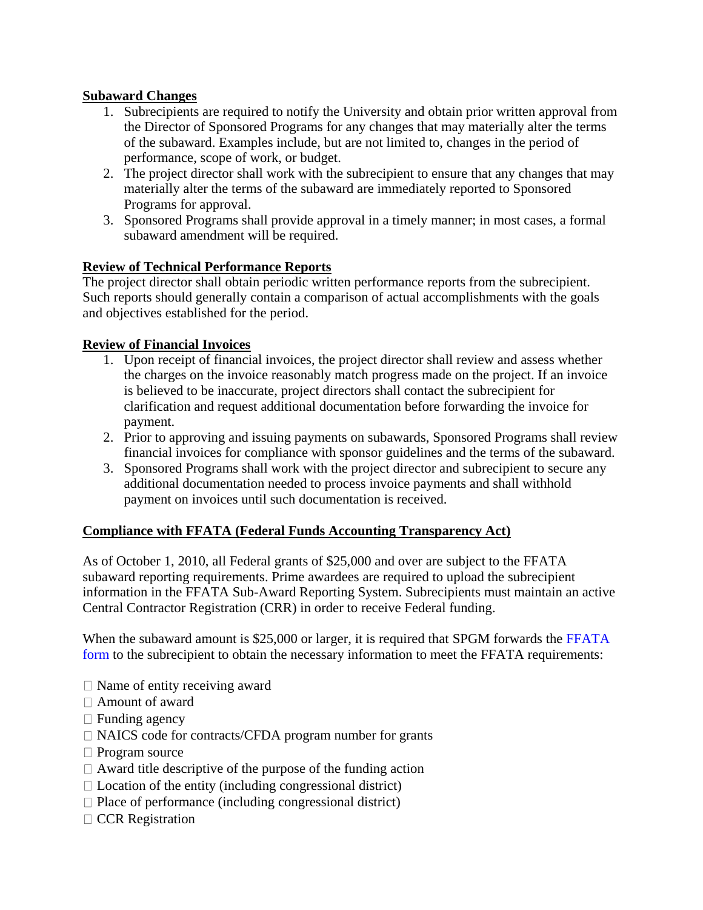**Subaward Changes**

1. Subrecipients are required to notify the University and obtain prior written approval from the Director of Sponsored Programs for any changes that may materially alter the terms of the subaward. Examples include, but are not limited to, changes in the period of performance, scope of work, or budget.
2. The project director shall work with the subrecipient to ensure that any changes that may materially alter the terms of the subaward are immediately reported to Sponsored Programs for approval.
3. Sponsored Programs shall provide approval in a timely manner; in most cases, a formal subaward amendment will be required.

**Review of Technical Performance Reports**

The project director shall obtain periodic written performance reports from the subrecipient. Such reports should generally contain a comparison of actual accomplishments with the goals and objectives established for the period.

**Review of Financial Invoices**

1. Upon receipt of financial invoices, the project director shall review and assess whether the charges on the invoice reasonably match progress made on the project. If an invoice is believed to be inaccurate, project directors shall contact the subrecipient for clarification and request additional documentation before forwarding the invoice for payment.
2. Prior to approving and issuing payments on subawards, Sponsored Programs shall review financial invoices for compliance with sponsor guidelines and the terms of the subaward.
3. Sponsored Programs shall work with the project director and subrecipient to secure any additional documentation needed to process invoice payments and shall withhold payment on invoices until such documentation is received.

**Compliance with FFATA (Federal Funds Accounting Transparency Act)**

As of October 1, 2010, all Federal grants of $25,000 and over are subject to the FFATA subaward reporting requirements. Prime awardees are required to upload the subrecipient information in the FFATA Sub-Award Reporting System. Subrecipients must maintain an active Central Contractor Registration (CRR) in order to receive Federal funding.

When the subaward amount is $25,000 or larger, it is required that SPGM forwards the FFATA form to the subrecipient to obtain the necessary information to meet the FFATA requirements:

- Name of entity receiving award
- Amount of award
- Funding agency
- NAICS code for contracts/CFDA program number for grants
- Program source
- Award title descriptive of the purpose of the funding action
- Location of the entity (including congressional district)
- Place of performance (including congressional district)
- CCR Registration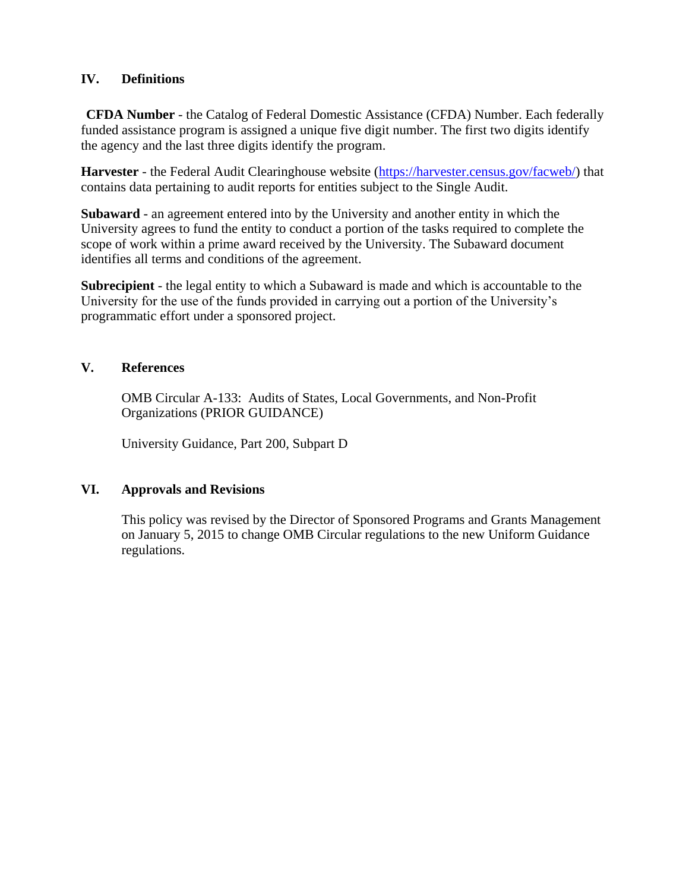## IV. Definitions

**CFDA Number** - the Catalog of Federal Domestic Assistance (CFDA) Number. Each federally funded assistance program is assigned a unique five digit number. The first two digits identify the agency and the last three digits identify the program.

**Harvester** - the Federal Audit Clearinghouse website ([https://harvester.census.gov/facweb/](https://harvester.census.gov/facweb/)) that contains data pertaining to audit reports for entities subject to the Single Audit.

**Subaward** - an agreement entered into by the University and another entity in which the University agrees to fund the entity to conduct a portion of the tasks required to complete the scope of work within a prime award received by the University. The Subaward document identifies all terms and conditions of the agreement.

**Subrecipient** - the legal entity to which a Subaward is made and which is accountable to the University for the use of the funds provided in carrying out a portion of the University's programmatic effort under a sponsored project.

## V. References

OMB Circular A-133: Audits of States, Local Governments, and Non-Profit Organizations (PRIOR GUIDANCE)

University Guidance, Part 200, Subpart D

## VI. Approvals and Revisions

This policy was revised by the Director of Sponsored Programs and Grants Management on January 5, 2015 to change OMB Circular regulations to the new Uniform Guidance regulations.